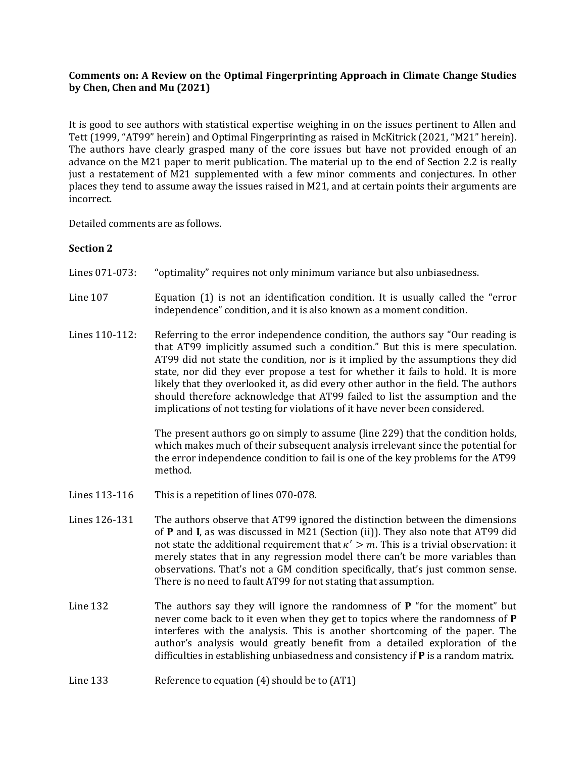**Comments on: A Review on the Optimal Fingerprinting Approach in Climate Change Studies by Chen, Chen and Mu (2021)**

It is good to see authors with statistical expertise weighing in on the issues pertinent to Allen and Tett (1999, "AT99" herein) and Optimal Fingerprinting as raised in McKitrick (2021, "M21" herein). The authors have clearly grasped many of the core issues but have not provided enough of an advance on the M21 paper to merit publication. The material up to the end of Section 2.2 is really just a restatement of M21 supplemented with a few minor comments and conjectures. In other places they tend to assume away the issues raised in M21, and at certain points their arguments are incorrect.

Detailed comments are as follows.

**Section 2**

Lines 071-073: "optimality" requires not only minimum variance but also unbiasedness.

Line 107: Equation (1) is not an identification condition. It is usually called the "error independence" condition, and it is also known as a moment condition.

Lines 110-112: Referring to the error independence condition, the authors say "Our reading is that AT99 implicitly assumed such a condition." But this is mere speculation. AT99 did not state the condition, nor is it implied by the assumptions they did state, nor did they ever propose a test for whether it fails to hold. It is more likely that they overlooked it, as did every other author in the field. The authors should therefore acknowledge that AT99 failed to list the assumption and the implications of not testing for violations of it have never been considered.

The present authors go on simply to assume (line 229) that the condition holds, which makes much of their subsequent analysis irrelevant since the potential for the error independence condition to fail is one of the key problems for the AT99 method.

Lines 113-116: This is a repetition of lines 070-078.

Lines 126-131: The authors observe that AT99 ignored the distinction between the dimensions of **P** and **I**, as was discussed in M21 (Section (ii)). They also note that AT99 did not state the additional requirement that $\kappa' > m$. This is a trivial observation: it merely states that in any regression model there can't be more variables than observations. That's not a GM condition specifically, that's just common sense. There is no need to fault AT99 for not stating that assumption.

Line 132: The authors say they will ignore the randomness of **P** "for the moment" but never come back to it even when they get to topics where the randomness of **P** interferes with the analysis. This is another shortcoming of the paper. The author's analysis would greatly benefit from a detailed exploration of the difficulties in establishing unbiasedness and consistency if **P** is a random matrix.

Line 133: Reference to equation (4) should be to (AT1)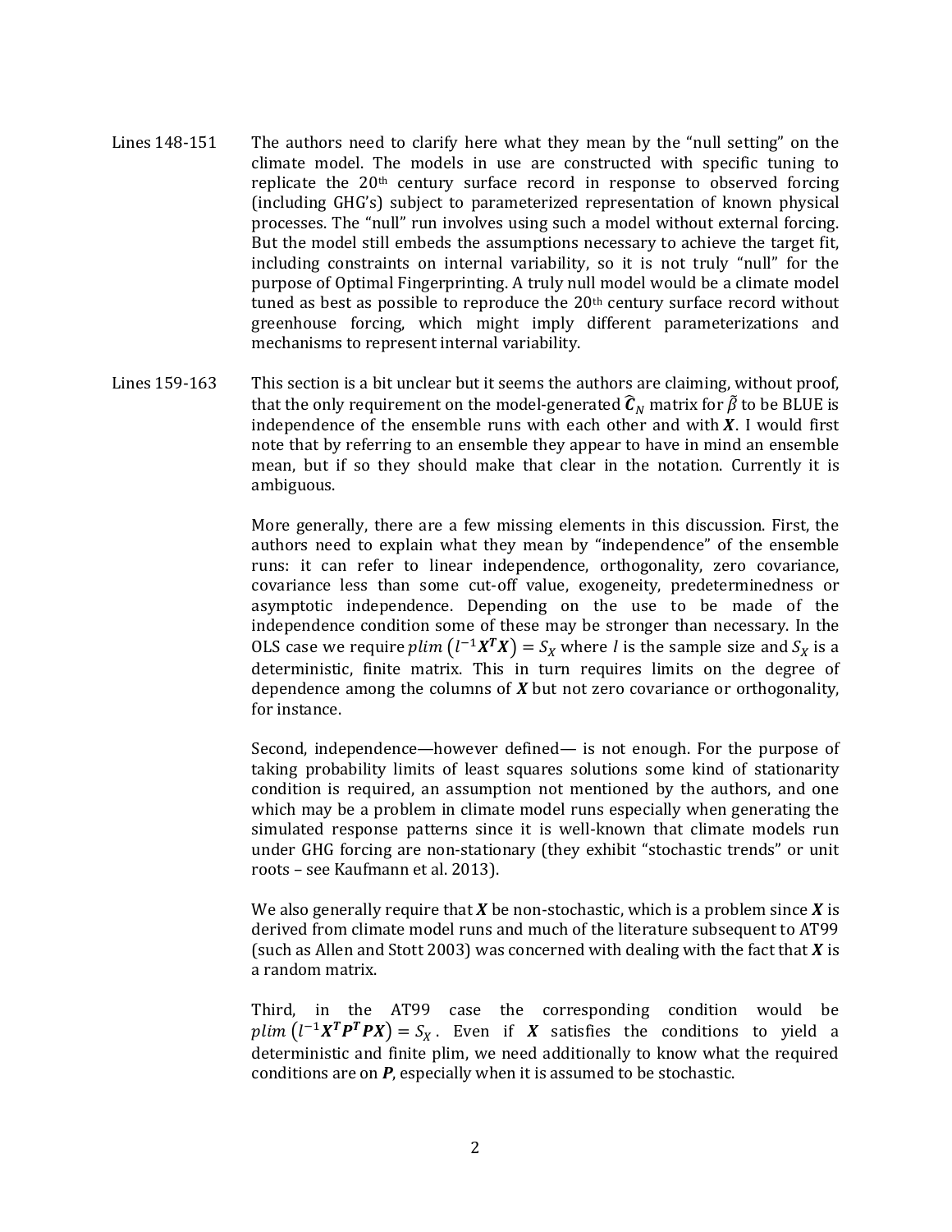**Lines 148-151** The authors need to clarify here what they mean by the "null setting" on the climate model. The models in use are constructed with specific tuning to replicate the 20th century surface record in response to observed forcing (including GHG's) subject to parameterized representation of known physical processes. The "null" run involves using such a model without external forcing. But the model still embeds the assumptions necessary to achieve the target fit, including constraints on internal variability, so it is not truly "null" for the purpose of Optimal Fingerprinting. A truly null model would be a climate model tuned as best as possible to reproduce the 20th century surface record without greenhouse forcing, which might imply different parameterizations and mechanisms to represent internal variability.

**Lines 159-163** This section is a bit unclear but it seems the authors are claiming, without proof, that the only requirement on the model-generated $\widehat{\boldsymbol{C}}_N$ matrix for $\tilde{\beta}$ to be BLUE is independence of the ensemble runs with each other and with $\boldsymbol{X}$. I would first note that by referring to an ensemble they appear to have in mind an ensemble mean, but if so they should make that clear in the notation. Currently it is ambiguous.

More generally, there are a few missing elements in this discussion. First, the authors need to explain what they mean by "independence" of the ensemble runs: it can refer to linear independence, orthogonality, zero covariance, covariance less than some cut-off value, exogeneity, predeterminedness or asymptotic independence. Depending on the use to be made of the independence condition some of these may be stronger than necessary. In the OLS case we require $plim\left(l^{-1}\boldsymbol{X}^{\boldsymbol{T}}\boldsymbol{X}\right) = S_X$ where $l$ is the sample size and $S_X$ is a deterministic, finite matrix. This in turn requires limits on the degree of dependence among the columns of $\boldsymbol{X}$ but not zero covariance or orthogonality, for instance.

Second, independence—however defined— is not enough. For the purpose of taking probability limits of least squares solutions some kind of stationarity condition is required, an assumption not mentioned by the authors, and one which may be a problem in climate model runs especially when generating the simulated response patterns since it is well-known that climate models run under GHG forcing are non-stationary (they exhibit "stochastic trends" or unit roots – see Kaufmann et al. 2013).

We also generally require that $\boldsymbol{X}$ be non-stochastic, which is a problem since $\boldsymbol{X}$ is derived from climate model runs and much of the literature subsequent to AT99 (such as Allen and Stott 2003) was concerned with dealing with the fact that $\boldsymbol{X}$ is a random matrix.

Third, in the AT99 case the corresponding condition would be $plim\left(l^{-1}\boldsymbol{X}^{\boldsymbol{T}}\boldsymbol{P}^{\boldsymbol{T}}\boldsymbol{P}\boldsymbol{X}\right) = S_X$. Even if $\boldsymbol{X}$ satisfies the conditions to yield a deterministic and finite plim, we need additionally to know what the required conditions are on $\boldsymbol{P}$, especially when it is assumed to be stochastic.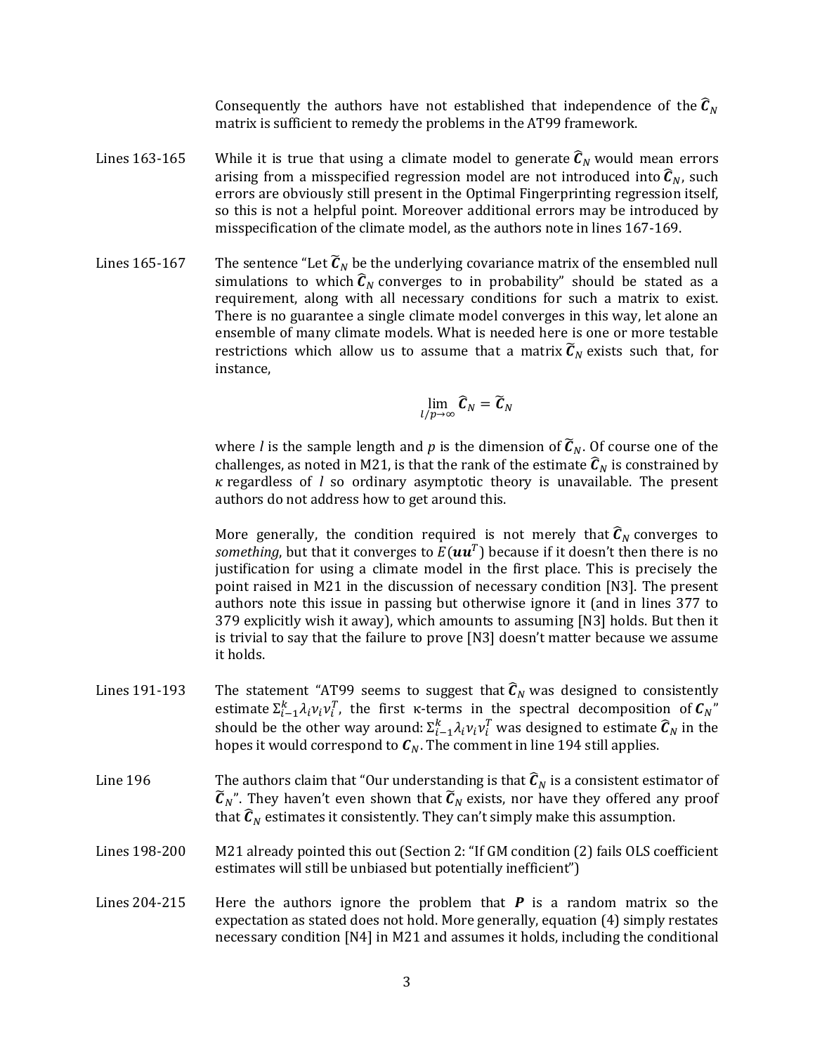Consequently the authors have not established that independence of the $\widehat{\boldsymbol{C}}_N$ matrix is sufficient to remedy the problems in the AT99 framework.

**Lines 163-165** While it is true that using a climate model to generate $\widehat{\boldsymbol{C}}_N$ would mean errors arising from a misspecified regression model are not introduced into $\widehat{\boldsymbol{C}}_N$, such errors are obviously still present in the Optimal Fingerprinting regression itself, so this is not a helpful point. Moreover additional errors may be introduced by misspecification of the climate model, as the authors note in lines 167-169.

**Lines 165-167** The sentence "Let $\widetilde{\boldsymbol{C}}_N$ be the underlying covariance matrix of the ensembled null simulations to which $\widehat{\boldsymbol{C}}_N$ converges to in probability" should be stated as a requirement, along with all necessary conditions for such a matrix to exist. There is no guarantee a single climate model converges in this way, let alone an ensemble of many climate models. What is needed here is one or more testable restrictions which allow us to assume that a matrix $\widetilde{\boldsymbol{C}}_N$ exists such that, for instance,

$$\lim_{l/p\to\infty} \widehat{\boldsymbol{C}}_N = \widetilde{\boldsymbol{C}}_N$$

where $l$ is the sample length and $p$ is the dimension of $\widetilde{\boldsymbol{C}}_N$. Of course one of the challenges, as noted in M21, is that the rank of the estimate $\widehat{\boldsymbol{C}}_N$ is constrained by $\kappa$ regardless of $l$ so ordinary asymptotic theory is unavailable. The present authors do not address how to get around this.

More generally, the condition required is not merely that $\widehat{\boldsymbol{C}}_N$ converges to *something*, but that it converges to $E(\boldsymbol{u}\boldsymbol{u}^T)$ because if it doesn't then there is no justification for using a climate model in the first place. This is precisely the point raised in M21 in the discussion of necessary condition [N3]. The present authors note this issue in passing but otherwise ignore it (and in lines 377 to 379 explicitly wish it away), which amounts to assuming [N3] holds. But then it is trivial to say that the failure to prove [N3] doesn't matter because we assume it holds.

**Lines 191-193** The statement "AT99 seems to suggest that $\widehat{\boldsymbol{C}}_N$ was designed to consistently estimate $\Sigma_{i-1}^{k}\lambda_i v_i v_i^T$, the first κ-terms in the spectral decomposition of $\boldsymbol{C}_N$" should be the other way around: $\Sigma_{i-1}^{k}\lambda_i v_i v_i^T$ was designed to estimate $\widehat{\boldsymbol{C}}_N$ in the hopes it would correspond to $\boldsymbol{C}_N$. The comment in line 194 still applies.

**Line 196** The authors claim that "Our understanding is that $\widehat{\boldsymbol{C}}_N$ is a consistent estimator of $\widetilde{\boldsymbol{C}}_N$". They haven't even shown that $\widetilde{\boldsymbol{C}}_N$ exists, nor have they offered any proof that $\widehat{\boldsymbol{C}}_N$ estimates it consistently. They can't simply make this assumption.

**Lines 198-200** M21 already pointed this out (Section 2: "If GM condition (2) fails OLS coefficient estimates will still be unbiased but potentially inefficient")

**Lines 204-215** Here the authors ignore the problem that $\boldsymbol{P}$ is a random matrix so the expectation as stated does not hold. More generally, equation (4) simply restates necessary condition [N4] in M21 and assumes it holds, including the conditional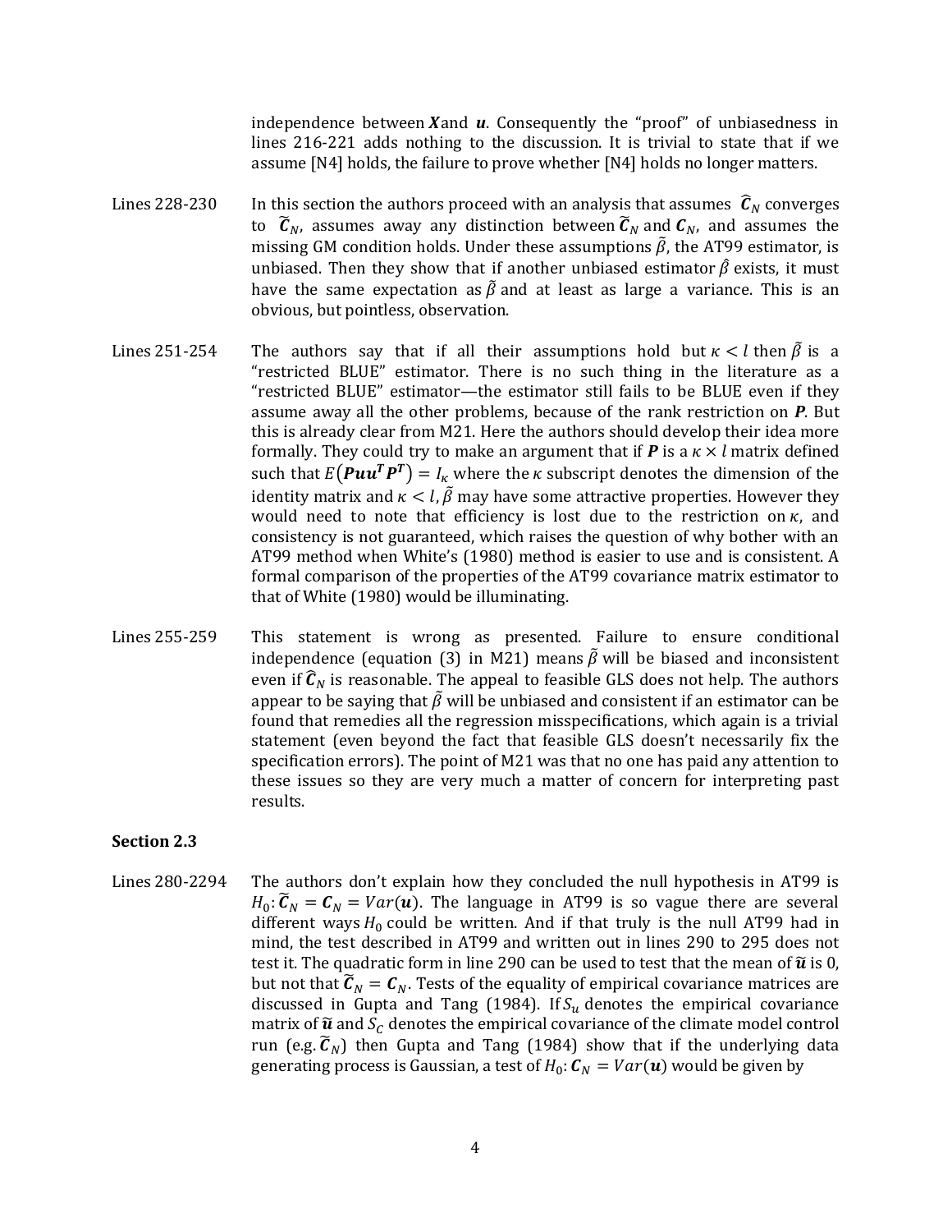independence between $\boldsymbol{X}$ and $\boldsymbol{u}$. Consequently the "proof" of unbiasedness in lines 216-221 adds nothing to the discussion. It is trivial to state that if we assume [N4] holds, the failure to prove whether [N4] holds no longer matters.

Lines 228-230 In this section the authors proceed with an analysis that assumes $\widehat{\boldsymbol{C}}_N$ converges to $\widetilde{\boldsymbol{C}}_N$, assumes away any distinction between $\widetilde{\boldsymbol{C}}_N$ and $\boldsymbol{C}_N$, and assumes the missing GM condition holds. Under these assumptions $\tilde{\beta}$, the AT99 estimator, is unbiased. Then they show that if another unbiased estimator $\hat{\beta}$ exists, it must have the same expectation as $\tilde{\beta}$ and at least as large a variance. This is an obvious, but pointless, observation.

Lines 251-254 The authors say that if all their assumptions hold but $\kappa < l$ then $\tilde{\beta}$ is a "restricted BLUE" estimator. There is no such thing in the literature as a "restricted BLUE" estimator—the estimator still fails to be BLUE even if they assume away all the other problems, because of the rank restriction on $\boldsymbol{P}$. But this is already clear from M21. Here the authors should develop their idea more formally. They could try to make an argument that if $\boldsymbol{P}$ is a $\kappa \times l$ matrix defined such that $E(\boldsymbol{Puu^T P^T}) = I_\kappa$ where the $\kappa$ subscript denotes the dimension of the identity matrix and $\kappa < l$, $\tilde{\beta}$ may have some attractive properties. However they would need to note that efficiency is lost due to the restriction on $\kappa$, and consistency is not guaranteed, which raises the question of why bother with an AT99 method when White's (1980) method is easier to use and is consistent. A formal comparison of the properties of the AT99 covariance matrix estimator to that of White (1980) would be illuminating.

Lines 255-259 This statement is wrong as presented. Failure to ensure conditional independence (equation (3) in M21) means $\tilde{\beta}$ will be biased and inconsistent even if $\widehat{\boldsymbol{C}}_N$ is reasonable. The appeal to feasible GLS does not help. The authors appear to be saying that $\tilde{\beta}$ will be unbiased and consistent if an estimator can be found that remedies all the regression misspecifications, which again is a trivial statement (even beyond the fact that feasible GLS doesn't necessarily fix the specification errors). The point of M21 was that no one has paid any attention to these issues so they are very much a matter of concern for interpreting past results.

**Section 2.3**

Lines 280-2294 The authors don't explain how they concluded the null hypothesis in AT99 is $H_0\colon \widetilde{\boldsymbol{C}}_N = \boldsymbol{C}_N = Var(\boldsymbol{u})$. The language in AT99 is so vague there are several different ways $H_0$ could be written. And if that truly is the null AT99 had in mind, the test described in AT99 and written out in lines 290 to 295 does not test it. The quadratic form in line 290 can be used to test that the mean of $\tilde{\boldsymbol{u}}$ is 0, but not that $\widetilde{\boldsymbol{C}}_N = \boldsymbol{C}_N$. Tests of the equality of empirical covariance matrices are discussed in Gupta and Tang (1984). If $S_u$ denotes the empirical covariance matrix of $\tilde{\boldsymbol{u}}$ and $S_C$ denotes the empirical covariance of the climate model control run (e.g. $\widetilde{\boldsymbol{C}}_N$) then Gupta and Tang (1984) show that if the underlying data generating process is Gaussian, a test of $H_0\colon \boldsymbol{C}_N = Var(\boldsymbol{u})$ would be given by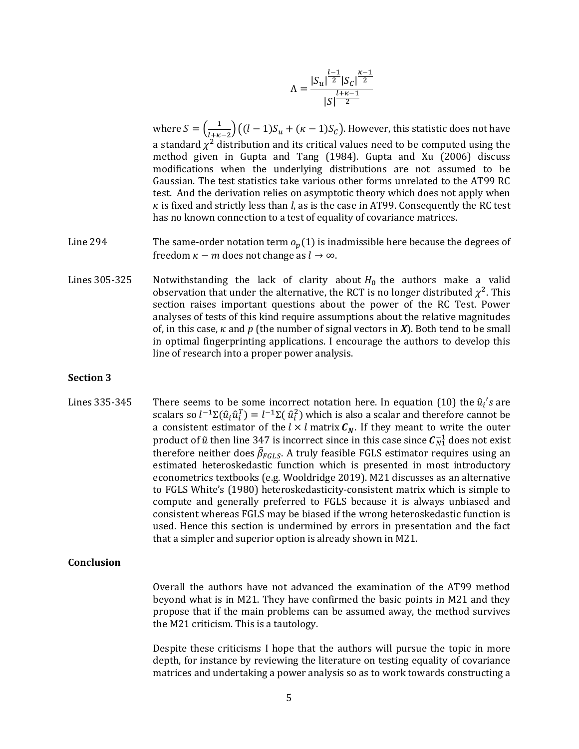$$\Lambda = \frac{|S_u|^{\frac{l-1}{2}} |S_C|^{\frac{\kappa-1}{2}}}{|S|^{\frac{l+\kappa-1}{2}}}$$

where $S = \left(\frac{1}{l+\kappa-2}\right)\left((l-1)S_u + (\kappa-1)S_C\right)$. However, this statistic does not have a standard $\chi^2$ distribution and its critical values need to be computed using the method given in Gupta and Tang (1984). Gupta and Xu (2006) discuss modifications when the underlying distributions are not assumed to be Gaussian. The test statistics take various other forms unrelated to the AT99 RC test. And the derivation relies on asymptotic theory which does not apply when $\kappa$ is fixed and strictly less than $l$, as is the case in AT99. Consequently the RC test has no known connection to a test of equality of covariance matrices.

Line 294 — The same-order notation term $o_p(1)$ is inadmissible here because the degrees of freedom $\kappa - m$ does not change as $l \to \infty$.

Lines 305-325 — Notwithstanding the lack of clarity about $H_0$ the authors make a valid observation that under the alternative, the RCT is no longer distributed $\chi^2$. This section raises important questions about the power of the RC Test. Power analyses of tests of this kind require assumptions about the relative magnitudes of, in this case, $\kappa$ and $p$ (the number of signal vectors in $\boldsymbol{X}$). Both tend to be small in optimal fingerprinting applications. I encourage the authors to develop this line of research into a proper power analysis.

**Section 3**

Lines 335-345 — There seems to be some incorrect notation here. In equation (10) the $\hat{u}_i's$ are scalars so $l^{-1}\Sigma(\hat{u}_i\hat{u}_i^T) = l^{-1}\Sigma(\hat{u}_i^2)$ which is also a scalar and therefore cannot be a consistent estimator of the $l \times l$ matrix $\boldsymbol{C_N}$. If they meant to write the outer product of $\tilde{u}$ then line 347 is incorrect since in this case since $\boldsymbol{C}_{N1}^{-1}$ does not exist therefore neither does $\tilde{\beta}_{FGLS}$. A truly feasible FGLS estimator requires using an estimated heteroskedastic function which is presented in most introductory econometrics textbooks (e.g. Wooldridge 2019). M21 discusses as an alternative to FGLS White's (1980) heteroskedasticity-consistent matrix which is simple to compute and generally preferred to FGLS because it is always unbiased and consistent whereas FGLS may be biased if the wrong heteroskedastic function is used. Hence this section is undermined by errors in presentation and the fact that a simpler and superior option is already shown in M21.

**Conclusion**

Overall the authors have not advanced the examination of the AT99 method beyond what is in M21. They have confirmed the basic points in M21 and they propose that if the main problems can be assumed away, the method survives the M21 criticism. This is a tautology.

Despite these criticisms I hope that the authors will pursue the topic in more depth, for instance by reviewing the literature on testing equality of covariance matrices and undertaking a power analysis so as to work towards constructing a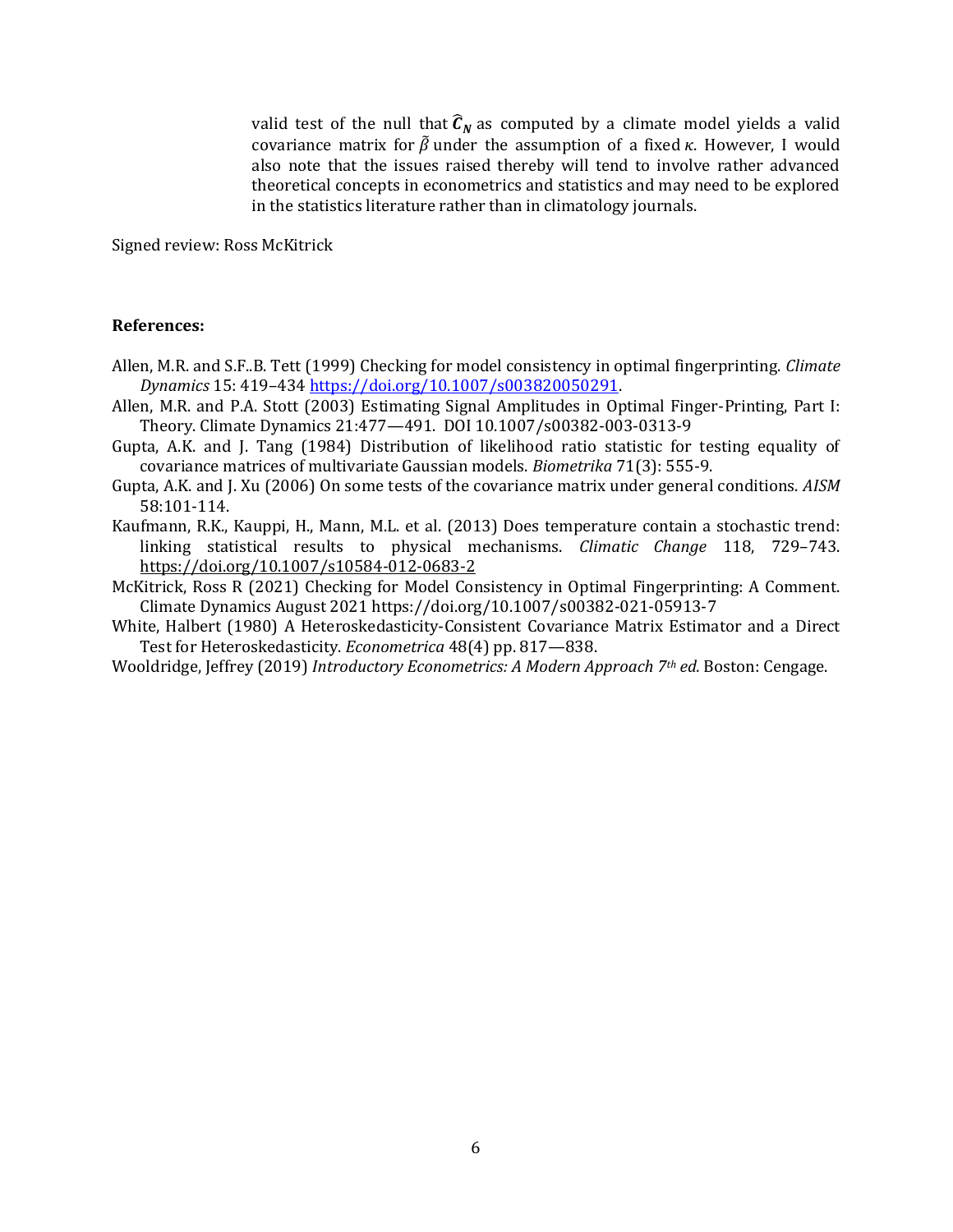valid test of the null that $\widehat{\boldsymbol{C}}_{\boldsymbol{N}}$ as computed by a climate model yields a valid covariance matrix for $\tilde{\beta}$ under the assumption of a fixed $\kappa$. However, I would also note that the issues raised thereby will tend to involve rather advanced theoretical concepts in econometrics and statistics and may need to be explored in the statistics literature rather than in climatology journals.

Signed review: Ross McKitrick

**References:**

Allen, M.R. and S.F..B. Tett (1999) Checking for model consistency in optimal fingerprinting. *Climate Dynamics* 15: 419–434 https://doi.org/10.1007/s003820050291.

Allen, M.R. and P.A. Stott (2003) Estimating Signal Amplitudes in Optimal Finger-Printing, Part I: Theory. Climate Dynamics 21:477—491. DOI 10.1007/s00382-003-0313-9

Gupta, A.K. and J. Tang (1984) Distribution of likelihood ratio statistic for testing equality of covariance matrices of multivariate Gaussian models. *Biometrika* 71(3): 555-9.

Gupta, A.K. and J. Xu (2006) On some tests of the covariance matrix under general conditions. *AISM* 58:101-114.

Kaufmann, R.K., Kauppi, H., Mann, M.L. et al. (2013) Does temperature contain a stochastic trend: linking statistical results to physical mechanisms. *Climatic Change* 118, 729–743. https://doi.org/10.1007/s10584-012-0683-2

McKitrick, Ross R (2021) Checking for Model Consistency in Optimal Fingerprinting: A Comment. Climate Dynamics August 2021 https://doi.org/10.1007/s00382-021-05913-7

White, Halbert (1980) A Heteroskedasticity-Consistent Covariance Matrix Estimator and a Direct Test for Heteroskedasticity. *Econometrica* 48(4) pp. 817—838.

Wooldridge, Jeffrey (2019) *Introductory Econometrics: A Modern Approach 7th ed.* Boston: Cengage.